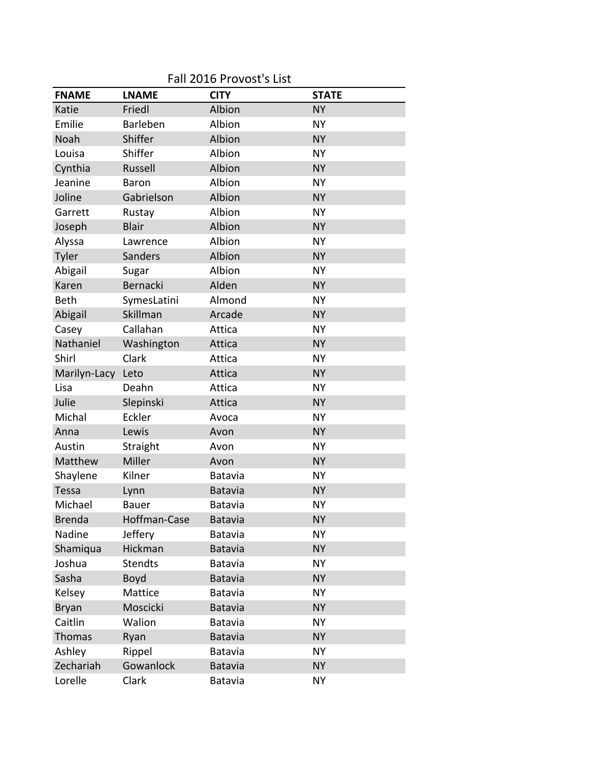# Fall 2016 Provost's List

| FNAME | LNAME | CITY | STATE |
|---|---|---|---|
| Katie | Friedl | Albion | NY |
| Emilie | Barleben | Albion | NY |
| Noah | Shiffer | Albion | NY |
| Louisa | Shiffer | Albion | NY |
| Cynthia | Russell | Albion | NY |
| Jeanine | Baron | Albion | NY |
| Joline | Gabrielson | Albion | NY |
| Garrett | Rustay | Albion | NY |
| Joseph | Blair | Albion | NY |
| Alyssa | Lawrence | Albion | NY |
| Tyler | Sanders | Albion | NY |
| Abigail | Sugar | Albion | NY |
| Karen | Bernacki | Alden | NY |
| Beth | SymesLatini | Almond | NY |
| Abigail | Skillman | Arcade | NY |
| Casey | Callahan | Attica | NY |
| Nathaniel | Washington | Attica | NY |
| Shirl | Clark | Attica | NY |
| Marilyn-Lacy | Leto | Attica | NY |
| Lisa | Deahn | Attica | NY |
| Julie | Slepinski | Attica | NY |
| Michal | Eckler | Avoca | NY |
| Anna | Lewis | Avon | NY |
| Austin | Straight | Avon | NY |
| Matthew | Miller | Avon | NY |
| Shaylene | Kilner | Batavia | NY |
| Tessa | Lynn | Batavia | NY |
| Michael | Bauer | Batavia | NY |
| Brenda | Hoffman-Case | Batavia | NY |
| Nadine | Jeffery | Batavia | NY |
| Shamiqua | Hickman | Batavia | NY |
| Joshua | Stendts | Batavia | NY |
| Sasha | Boyd | Batavia | NY |
| Kelsey | Mattice | Batavia | NY |
| Bryan | Moscicki | Batavia | NY |
| Caitlin | Walion | Batavia | NY |
| Thomas | Ryan | Batavia | NY |
| Ashley | Rippel | Batavia | NY |
| Zechariah | Gowanlock | Batavia | NY |
| Lorelle | Clark | Batavia | NY |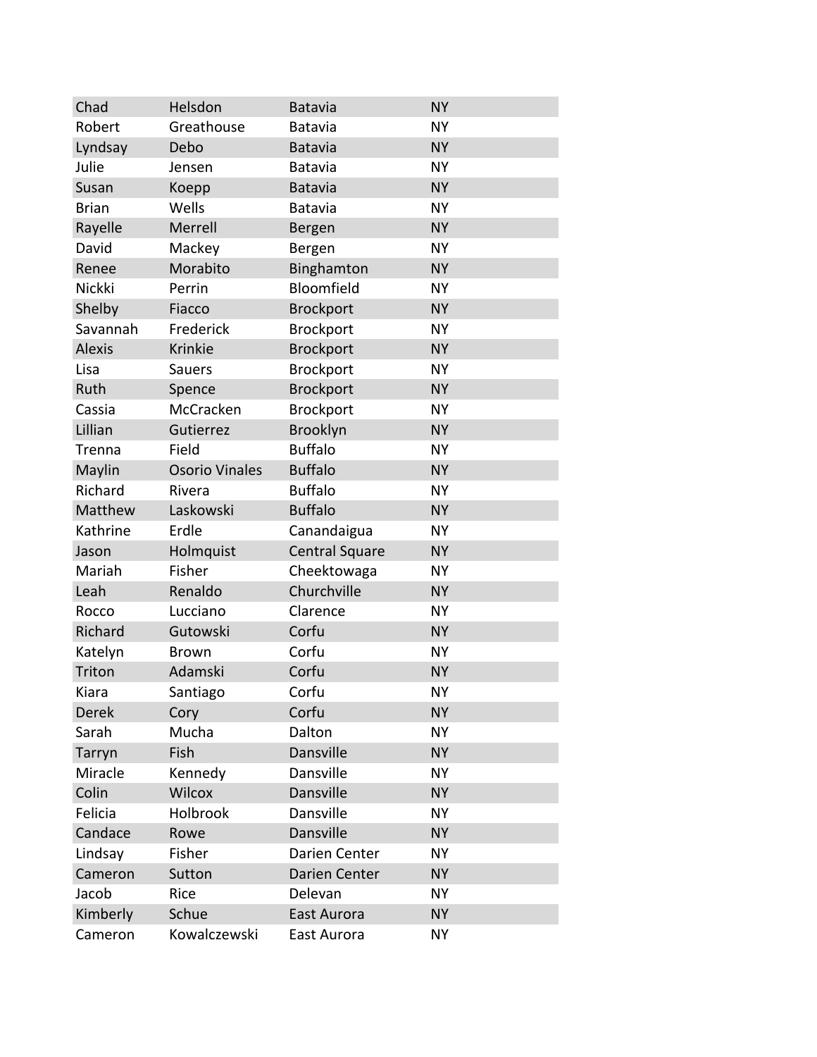| | | | |
|---|---|---|---|
| Chad | Helsdon | Batavia | NY |
| Robert | Greathouse | Batavia | NY |
| Lyndsay | Debo | Batavia | NY |
| Julie | Jensen | Batavia | NY |
| Susan | Koepp | Batavia | NY |
| Brian | Wells | Batavia | NY |
| Rayelle | Merrell | Bergen | NY |
| David | Mackey | Bergen | NY |
| Renee | Morabito | Binghamton | NY |
| Nickki | Perrin | Bloomfield | NY |
| Shelby | Fiacco | Brockport | NY |
| Savannah | Frederick | Brockport | NY |
| Alexis | Krinkie | Brockport | NY |
| Lisa | Sauers | Brockport | NY |
| Ruth | Spence | Brockport | NY |
| Cassia | McCracken | Brockport | NY |
| Lillian | Gutierrez | Brooklyn | NY |
| Trenna | Field | Buffalo | NY |
| Maylin | Osorio Vinales | Buffalo | NY |
| Richard | Rivera | Buffalo | NY |
| Matthew | Laskowski | Buffalo | NY |
| Kathrine | Erdle | Canandaigua | NY |
| Jason | Holmquist | Central Square | NY |
| Mariah | Fisher | Cheektowaga | NY |
| Leah | Renaldo | Churchville | NY |
| Rocco | Lucciano | Clarence | NY |
| Richard | Gutowski | Corfu | NY |
| Katelyn | Brown | Corfu | NY |
| Triton | Adamski | Corfu | NY |
| Kiara | Santiago | Corfu | NY |
| Derek | Cory | Corfu | NY |
| Sarah | Mucha | Dalton | NY |
| Tarryn | Fish | Dansville | NY |
| Miracle | Kennedy | Dansville | NY |
| Colin | Wilcox | Dansville | NY |
| Felicia | Holbrook | Dansville | NY |
| Candace | Rowe | Dansville | NY |
| Lindsay | Fisher | Darien Center | NY |
| Cameron | Sutton | Darien Center | NY |
| Jacob | Rice | Delevan | NY |
| Kimberly | Schue | East Aurora | NY |
| Cameron | Kowalczewski | East Aurora | NY |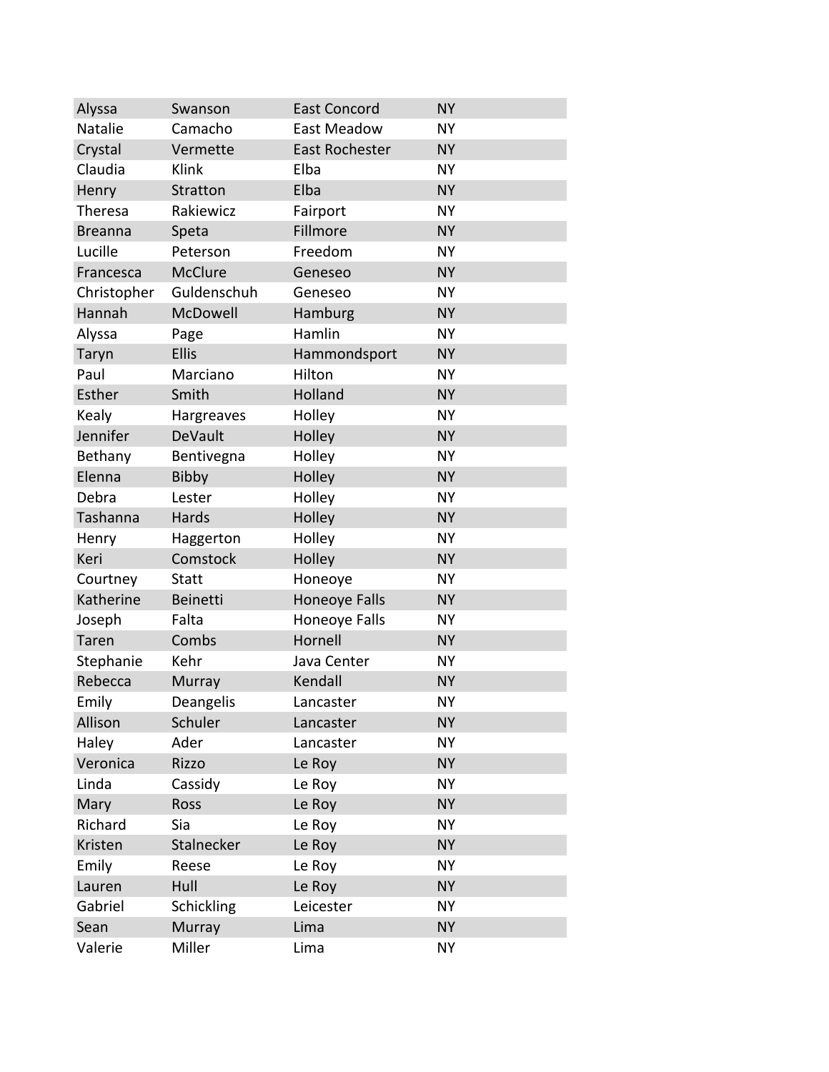| | | | |
|---|---|---|---|
| Alyssa | Swanson | East Concord | NY |
| Natalie | Camacho | East Meadow | NY |
| Crystal | Vermette | East Rochester | NY |
| Claudia | Klink | Elba | NY |
| Henry | Stratton | Elba | NY |
| Theresa | Rakiewicz | Fairport | NY |
| Breanna | Speta | Fillmore | NY |
| Lucille | Peterson | Freedom | NY |
| Francesca | McClure | Geneseo | NY |
| Christopher | Guldenschuh | Geneseo | NY |
| Hannah | McDowell | Hamburg | NY |
| Alyssa | Page | Hamlin | NY |
| Taryn | Ellis | Hammondsport | NY |
| Paul | Marciano | Hilton | NY |
| Esther | Smith | Holland | NY |
| Kealy | Hargreaves | Holley | NY |
| Jennifer | DeVault | Holley | NY |
| Bethany | Bentivegna | Holley | NY |
| Elenna | Bibby | Holley | NY |
| Debra | Lester | Holley | NY |
| Tashanna | Hards | Holley | NY |
| Henry | Haggerton | Holley | NY |
| Keri | Comstock | Holley | NY |
| Courtney | Statt | Honeoye | NY |
| Katherine | Beinetti | Honeoye Falls | NY |
| Joseph | Falta | Honeoye Falls | NY |
| Taren | Combs | Hornell | NY |
| Stephanie | Kehr | Java Center | NY |
| Rebecca | Murray | Kendall | NY |
| Emily | Deangelis | Lancaster | NY |
| Allison | Schuler | Lancaster | NY |
| Haley | Ader | Lancaster | NY |
| Veronica | Rizzo | Le Roy | NY |
| Linda | Cassidy | Le Roy | NY |
| Mary | Ross | Le Roy | NY |
| Richard | Sia | Le Roy | NY |
| Kristen | Stalnecker | Le Roy | NY |
| Emily | Reese | Le Roy | NY |
| Lauren | Hull | Le Roy | NY |
| Gabriel | Schickling | Leicester | NY |
| Sean | Murray | Lima | NY |
| Valerie | Miller | Lima | NY |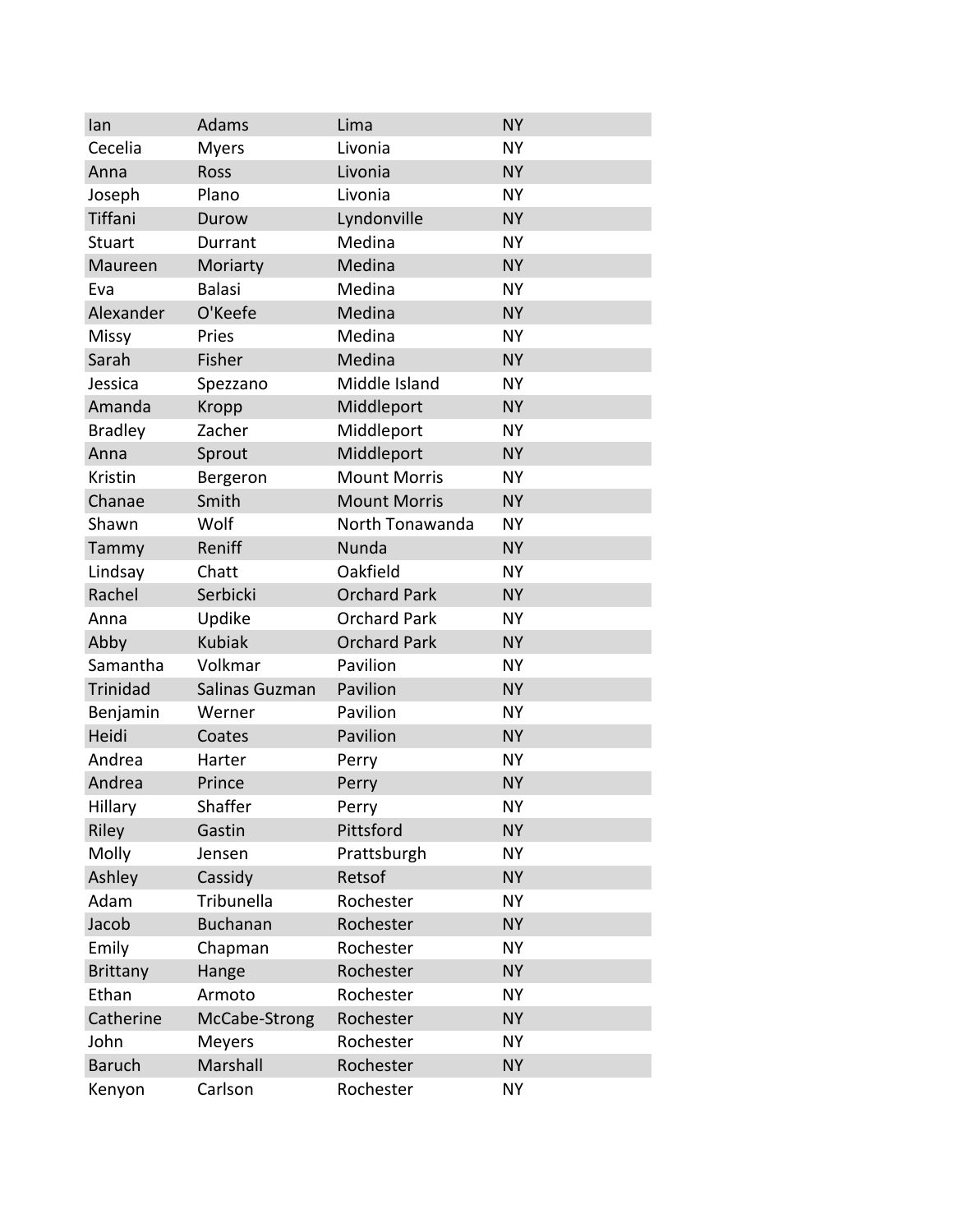| | | | |
|---|---|---|---|
| Ian | Adams | Lima | NY |
| Cecelia | Myers | Livonia | NY |
| Anna | Ross | Livonia | NY |
| Joseph | Plano | Livonia | NY |
| Tiffani | Durow | Lyndonville | NY |
| Stuart | Durrant | Medina | NY |
| Maureen | Moriarty | Medina | NY |
| Eva | Balasi | Medina | NY |
| Alexander | O'Keefe | Medina | NY |
| Missy | Pries | Medina | NY |
| Sarah | Fisher | Medina | NY |
| Jessica | Spezzano | Middle Island | NY |
| Amanda | Kropp | Middleport | NY |
| Bradley | Zacher | Middleport | NY |
| Anna | Sprout | Middleport | NY |
| Kristin | Bergeron | Mount Morris | NY |
| Chanae | Smith | Mount Morris | NY |
| Shawn | Wolf | North Tonawanda | NY |
| Tammy | Reniff | Nunda | NY |
| Lindsay | Chatt | Oakfield | NY |
| Rachel | Serbicki | Orchard Park | NY |
| Anna | Updike | Orchard Park | NY |
| Abby | Kubiak | Orchard Park | NY |
| Samantha | Volkmar | Pavilion | NY |
| Trinidad | Salinas Guzman | Pavilion | NY |
| Benjamin | Werner | Pavilion | NY |
| Heidi | Coates | Pavilion | NY |
| Andrea | Harter | Perry | NY |
| Andrea | Prince | Perry | NY |
| Hillary | Shaffer | Perry | NY |
| Riley | Gastin | Pittsford | NY |
| Molly | Jensen | Prattsburgh | NY |
| Ashley | Cassidy | Retsof | NY |
| Adam | Tribunella | Rochester | NY |
| Jacob | Buchanan | Rochester | NY |
| Emily | Chapman | Rochester | NY |
| Brittany | Hange | Rochester | NY |
| Ethan | Armoto | Rochester | NY |
| Catherine | McCabe-Strong | Rochester | NY |
| John | Meyers | Rochester | NY |
| Baruch | Marshall | Rochester | NY |
| Kenyon | Carlson | Rochester | NY |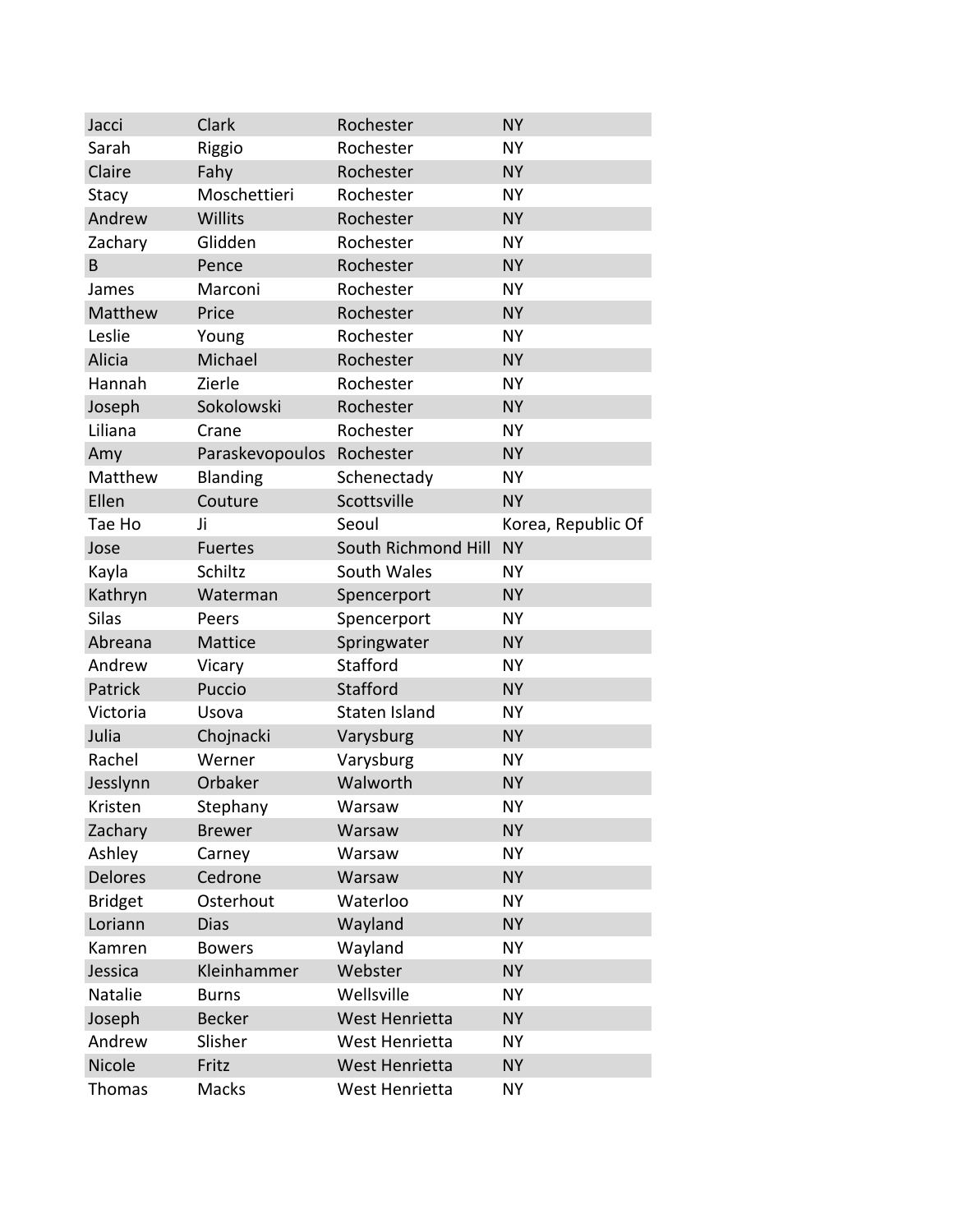| | | | |
|---|---|---|---|
| Jacci | Clark | Rochester | NY |
| Sarah | Riggio | Rochester | NY |
| Claire | Fahy | Rochester | NY |
| Stacy | Moschettieri | Rochester | NY |
| Andrew | Willits | Rochester | NY |
| Zachary | Glidden | Rochester | NY |
| B | Pence | Rochester | NY |
| James | Marconi | Rochester | NY |
| Matthew | Price | Rochester | NY |
| Leslie | Young | Rochester | NY |
| Alicia | Michael | Rochester | NY |
| Hannah | Zierle | Rochester | NY |
| Joseph | Sokolowski | Rochester | NY |
| Liliana | Crane | Rochester | NY |
| Amy | Paraskevopoulos | Rochester | NY |
| Matthew | Blanding | Schenectady | NY |
| Ellen | Couture | Scottsville | NY |
| Tae Ho | Ji | Seoul | Korea, Republic Of |
| Jose | Fuertes | South Richmond Hill | NY |
| Kayla | Schiltz | South Wales | NY |
| Kathryn | Waterman | Spencerport | NY |
| Silas | Peers | Spencerport | NY |
| Abreana | Mattice | Springwater | NY |
| Andrew | Vicary | Stafford | NY |
| Patrick | Puccio | Stafford | NY |
| Victoria | Usova | Staten Island | NY |
| Julia | Chojnacki | Varysburg | NY |
| Rachel | Werner | Varysburg | NY |
| Jesslynn | Orbaker | Walworth | NY |
| Kristen | Stephany | Warsaw | NY |
| Zachary | Brewer | Warsaw | NY |
| Ashley | Carney | Warsaw | NY |
| Delores | Cedrone | Warsaw | NY |
| Bridget | Osterhout | Waterloo | NY |
| Loriann | Dias | Wayland | NY |
| Kamren | Bowers | Wayland | NY |
| Jessica | Kleinhammer | Webster | NY |
| Natalie | Burns | Wellsville | NY |
| Joseph | Becker | West Henrietta | NY |
| Andrew | Slisher | West Henrietta | NY |
| Nicole | Fritz | West Henrietta | NY |
| Thomas | Macks | West Henrietta | NY |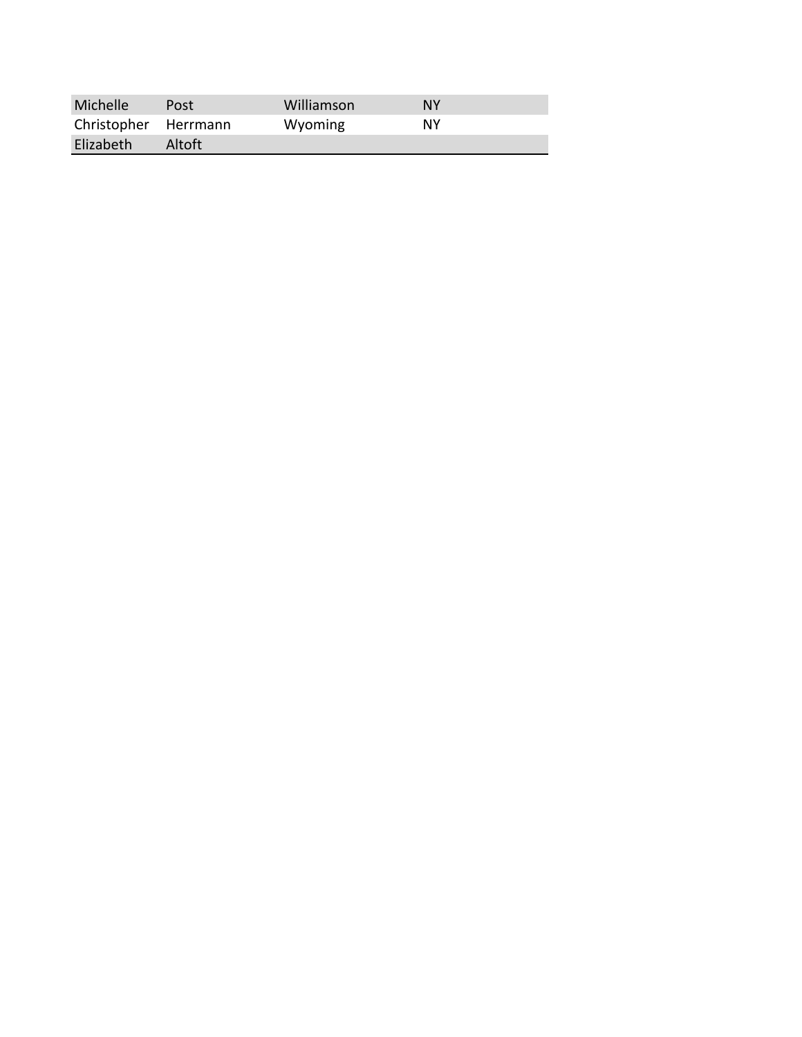| | | | |
|---|---|---|---|
| Michelle | Post | Williamson | NY |
| Christopher | Herrmann | Wyoming | NY |
| Elizabeth | Altoft | | |